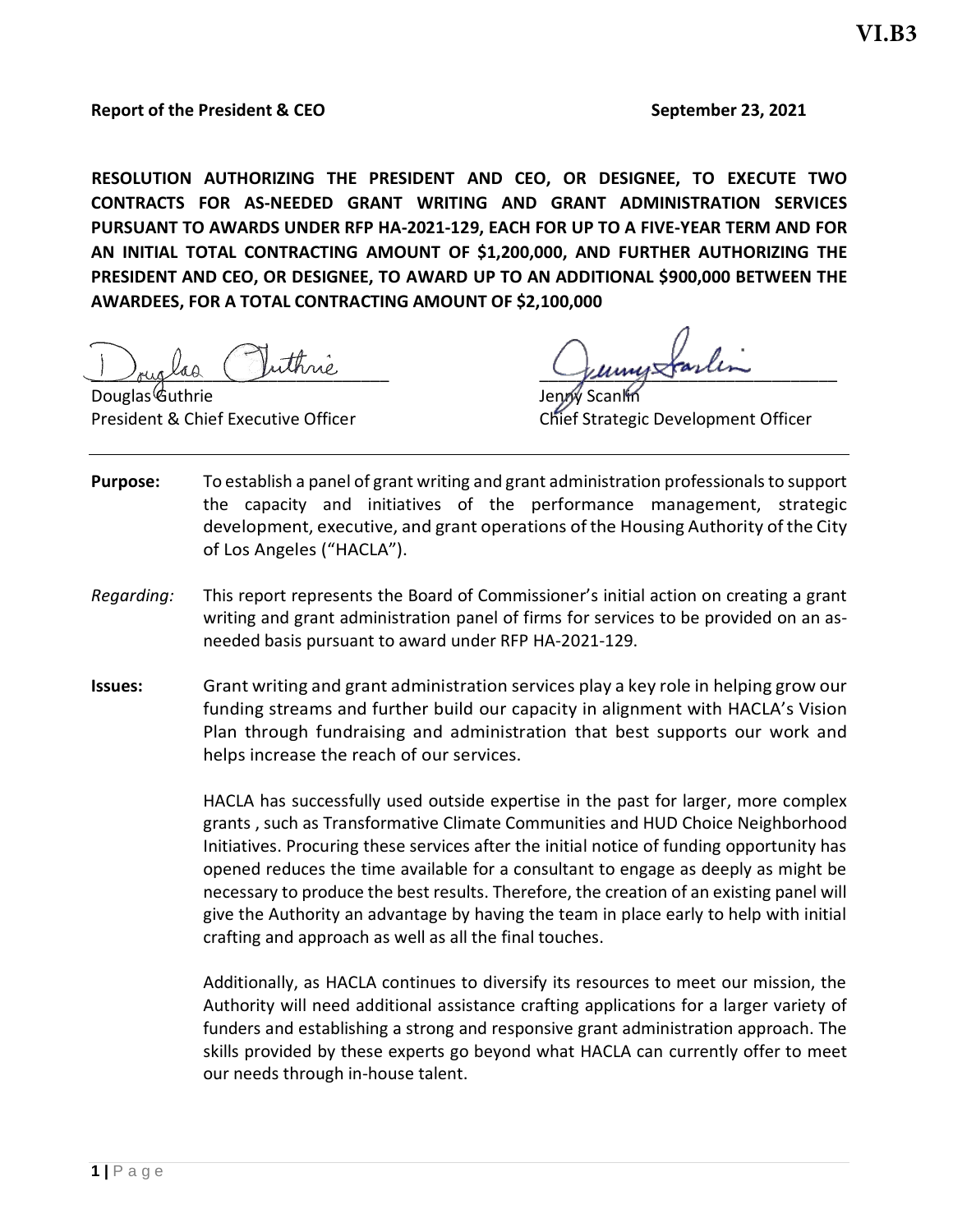VI.B3

**Report of the President & CEO** **September 23, 2021**

**RESOLUTION AUTHORIZING THE PRESIDENT AND CEO, OR DESIGNEE, TO EXECUTE TWO CONTRACTS FOR AS-NEEDED GRANT WRITING AND GRANT ADMINISTRATION SERVICES PURSUANT TO AWARDS UNDER RFP HA-2021-129, EACH FOR UP TO A FIVE-YEAR TERM AND FOR AN INITIAL TOTAL CONTRACTING AMOUNT OF $1,200,000, AND FURTHER AUTHORIZING THE PRESIDENT AND CEO, OR DESIGNEE, TO AWARD UP TO AN ADDITIONAL $900,000 BETWEEN THE AWARDEES, FOR A TOTAL CONTRACTING AMOUNT OF $2,100,000**

Douglas Guthrie
President & Chief Executive Officer

Jenny Scanlin
Chief Strategic Development Officer

---

**Purpose:** To establish a panel of grant writing and grant administration professionals to support the capacity and initiatives of the performance management, strategic development, executive, and grant operations of the Housing Authority of the City of Los Angeles ("HACLA").

*Regarding:* This report represents the Board of Commissioner's initial action on creating a grant writing and grant administration panel of firms for services to be provided on an as-needed basis pursuant to award under RFP HA-2021-129.

**Issues:** Grant writing and grant administration services play a key role in helping grow our funding streams and further build our capacity in alignment with HACLA's Vision Plan through fundraising and administration that best supports our work and helps increase the reach of our services.

HACLA has successfully used outside expertise in the past for larger, more complex grants , such as Transformative Climate Communities and HUD Choice Neighborhood Initiatives. Procuring these services after the initial notice of funding opportunity has opened reduces the time available for a consultant to engage as deeply as might be necessary to produce the best results. Therefore, the creation of an existing panel will give the Authority an advantage by having the team in place early to help with initial crafting and approach as well as all the final touches.

Additionally, as HACLA continues to diversify its resources to meet our mission, the Authority will need additional assistance crafting applications for a larger variety of funders and establishing a strong and responsive grant administration approach. The skills provided by these experts go beyond what HACLA can currently offer to meet our needs through in-house talent.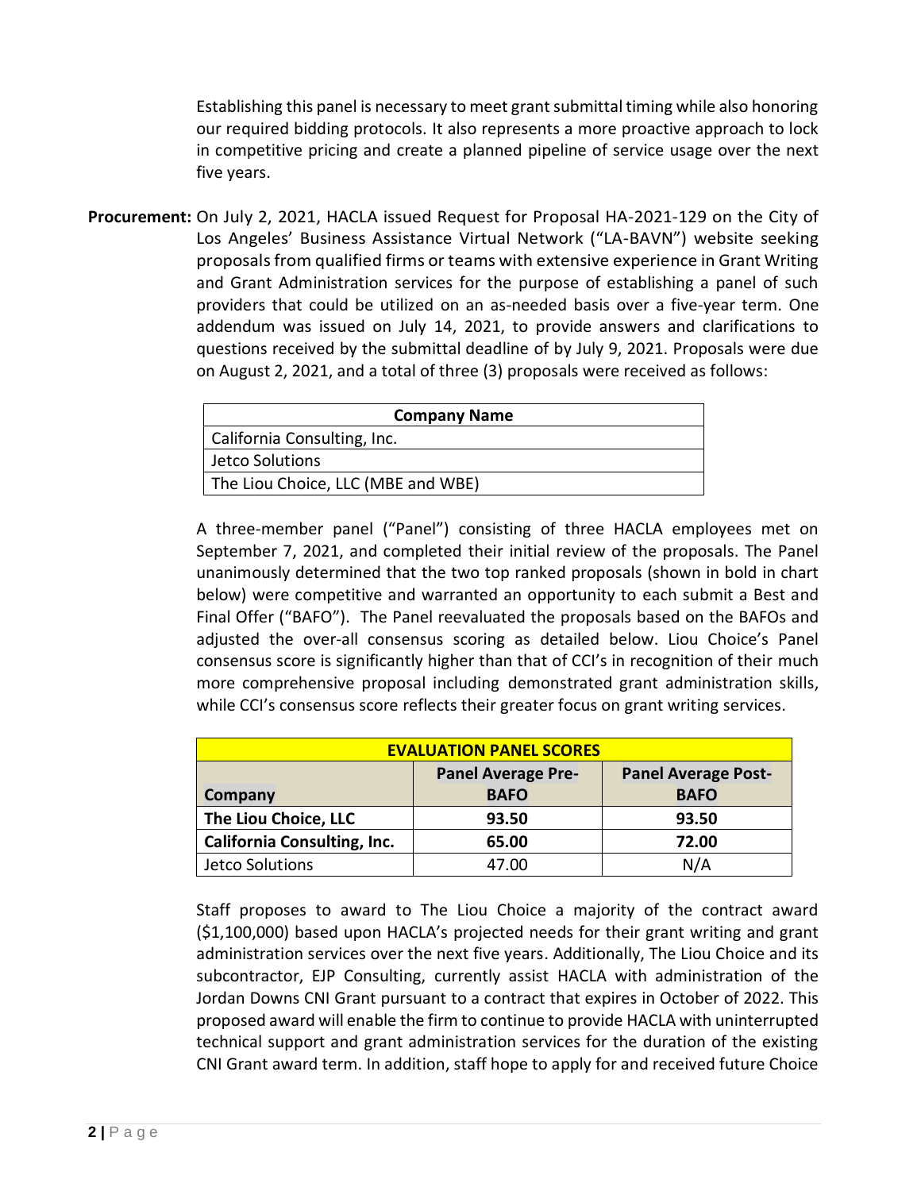Establishing this panel is necessary to meet grant submittal timing while also honoring our required bidding protocols. It also represents a more proactive approach to lock in competitive pricing and create a planned pipeline of service usage over the next five years.

**Procurement:** On July 2, 2021, HACLA issued Request for Proposal HA-2021-129 on the City of Los Angeles' Business Assistance Virtual Network ("LA-BAVN") website seeking proposals from qualified firms or teams with extensive experience in Grant Writing and Grant Administration services for the purpose of establishing a panel of such providers that could be utilized on an as-needed basis over a five-year term. One addendum was issued on July 14, 2021, to provide answers and clarifications to questions received by the submittal deadline of by July 9, 2021. Proposals were due on August 2, 2021, and a total of three (3) proposals were received as follows:

| Company Name |
|---|
| California Consulting, Inc. |
| Jetco Solutions |
| The Liou Choice, LLC (MBE and WBE) |

A three-member panel ("Panel") consisting of three HACLA employees met on September 7, 2021, and completed their initial review of the proposals. The Panel unanimously determined that the two top ranked proposals (shown in bold in chart below) were competitive and warranted an opportunity to each submit a Best and Final Offer ("BAFO"). The Panel reevaluated the proposals based on the BAFOs and adjusted the over-all consensus scoring as detailed below. Liou Choice's Panel consensus score is significantly higher than that of CCI's in recognition of their much more comprehensive proposal including demonstrated grant administration skills, while CCI's consensus score reflects their greater focus on grant writing services.

| EVALUATION PANEL SCORES | | |
|---|---|---|
| **Company** | **Panel Average Pre-BAFO** | **Panel Average Post-BAFO** |
| **The Liou Choice, LLC** | **93.50** | **93.50** |
| **California Consulting, Inc.** | **65.00** | **72.00** |
| Jetco Solutions | 47.00 | N/A |

Staff proposes to award to The Liou Choice a majority of the contract award ($1,100,000) based upon HACLA's projected needs for their grant writing and grant administration services over the next five years. Additionally, The Liou Choice and its subcontractor, EJP Consulting, currently assist HACLA with administration of the Jordan Downs CNI Grant pursuant to a contract that expires in October of 2022. This proposed award will enable the firm to continue to provide HACLA with uninterrupted technical support and grant administration services for the duration of the existing CNI Grant award term. In addition, staff hope to apply for and received future Choice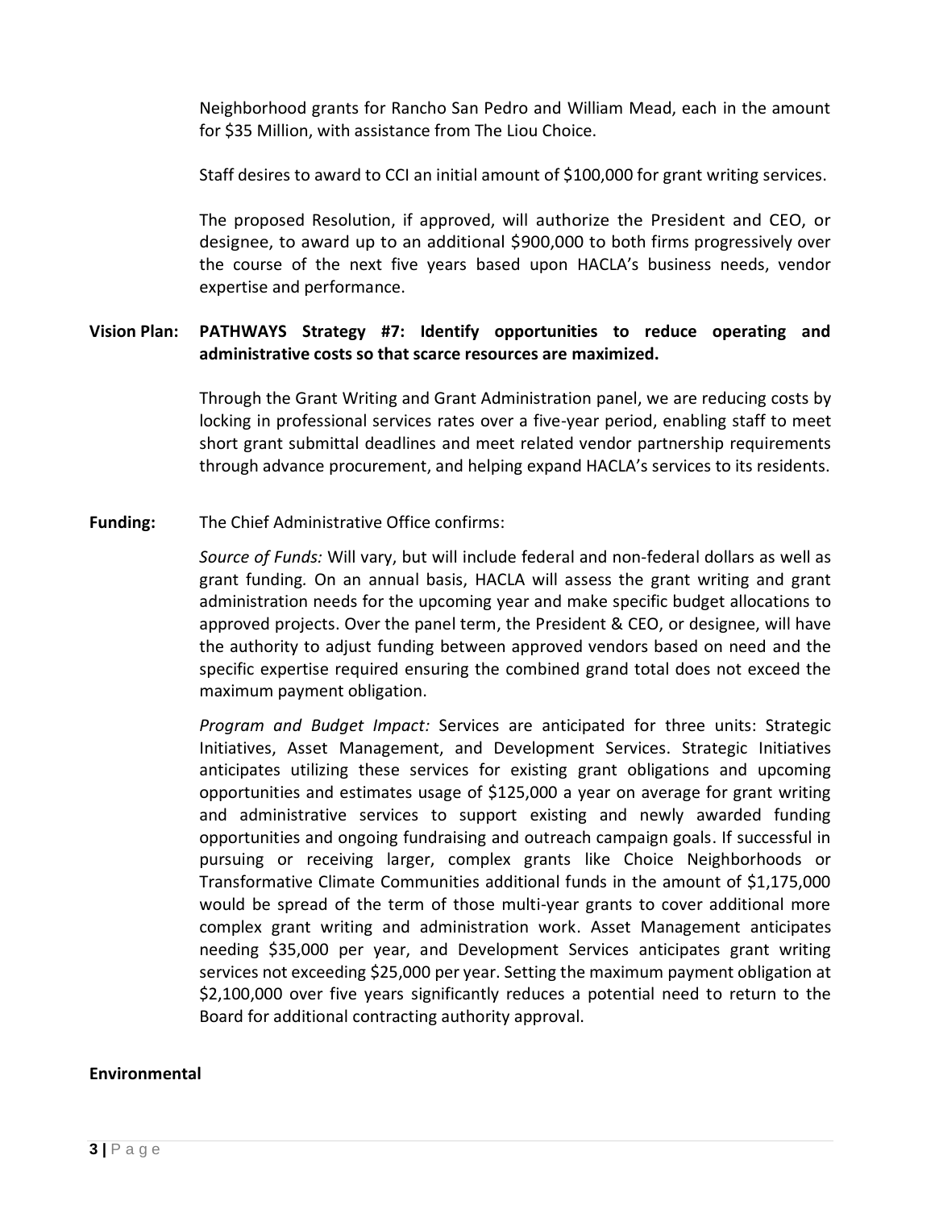Neighborhood grants for Rancho San Pedro and William Mead, each in the amount for $35 Million, with assistance from The Liou Choice.

Staff desires to award to CCI an initial amount of $100,000 for grant writing services.

The proposed Resolution, if approved, will authorize the President and CEO, or designee, to award up to an additional $900,000 to both firms progressively over the course of the next five years based upon HACLA's business needs, vendor expertise and performance.

**Vision Plan:** **PATHWAYS Strategy #7: Identify opportunities to reduce operating and administrative costs so that scarce resources are maximized.**

Through the Grant Writing and Grant Administration panel, we are reducing costs by locking in professional services rates over a five-year period, enabling staff to meet short grant submittal deadlines and meet related vendor partnership requirements through advance procurement, and helping expand HACLA's services to its residents.

**Funding:** The Chief Administrative Office confirms:

*Source of Funds:* Will vary, but will include federal and non-federal dollars as well as grant funding. On an annual basis, HACLA will assess the grant writing and grant administration needs for the upcoming year and make specific budget allocations to approved projects. Over the panel term, the President & CEO, or designee, will have the authority to adjust funding between approved vendors based on need and the specific expertise required ensuring the combined grand total does not exceed the maximum payment obligation.

*Program and Budget Impact:* Services are anticipated for three units: Strategic Initiatives, Asset Management, and Development Services. Strategic Initiatives anticipates utilizing these services for existing grant obligations and upcoming opportunities and estimates usage of $125,000 a year on average for grant writing and administrative services to support existing and newly awarded funding opportunities and ongoing fundraising and outreach campaign goals. If successful in pursuing or receiving larger, complex grants like Choice Neighborhoods or Transformative Climate Communities additional funds in the amount of $1,175,000 would be spread of the term of those multi-year grants to cover additional more complex grant writing and administration work. Asset Management anticipates needing $35,000 per year, and Development Services anticipates grant writing services not exceeding $25,000 per year. Setting the maximum payment obligation at $2,100,000 over five years significantly reduces a potential need to return to the Board for additional contracting authority approval.

**Environmental**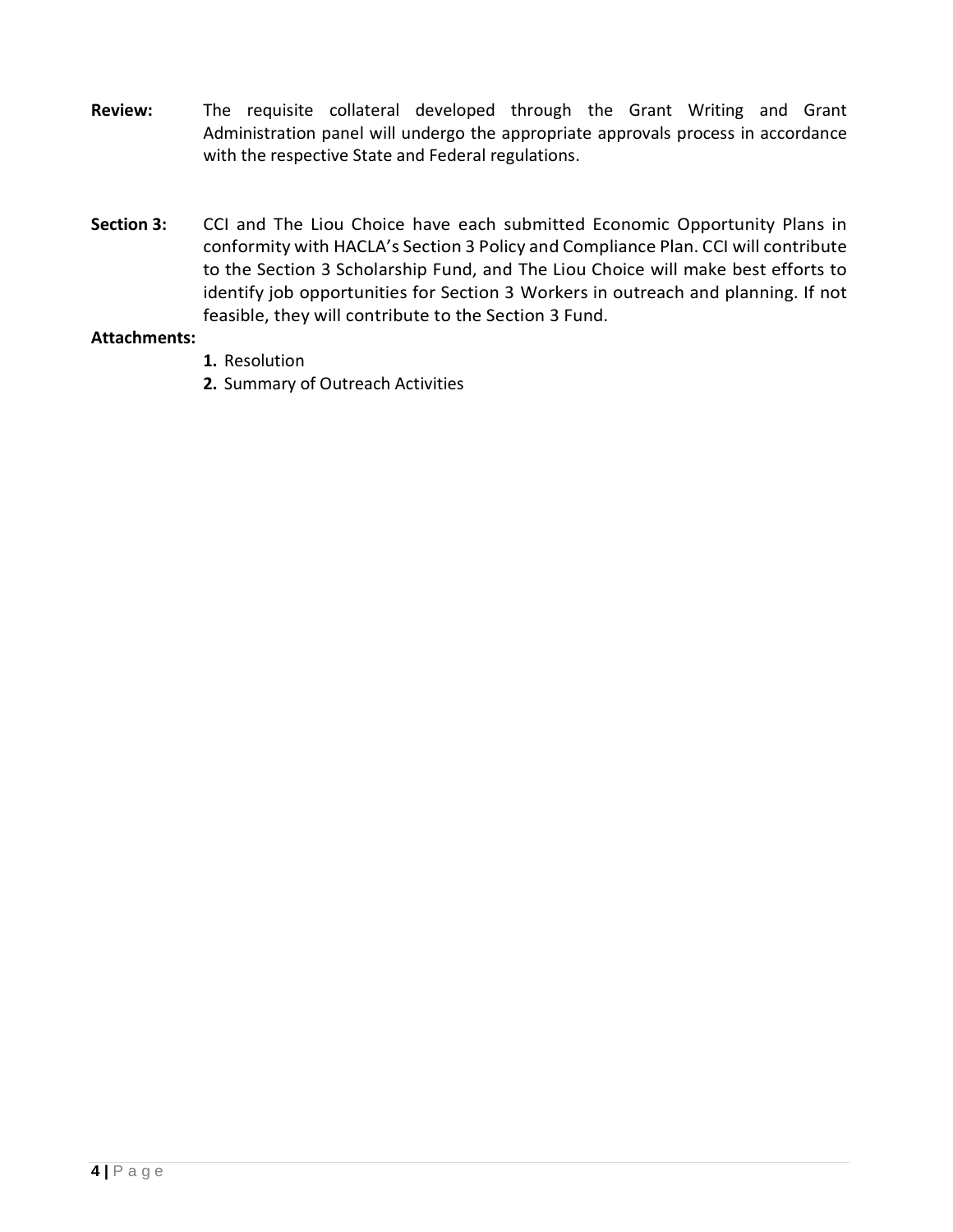**Review:** The requisite collateral developed through the Grant Writing and Grant Administration panel will undergo the appropriate approvals process in accordance with the respective State and Federal regulations.

**Section 3:** CCI and The Liou Choice have each submitted Economic Opportunity Plans in conformity with HACLA's Section 3 Policy and Compliance Plan. CCI will contribute to the Section 3 Scholarship Fund, and The Liou Choice will make best efforts to identify job opportunities for Section 3 Workers in outreach and planning. If not feasible, they will contribute to the Section 3 Fund.

**Attachments:**

1. Resolution
2. Summary of Outreach Activities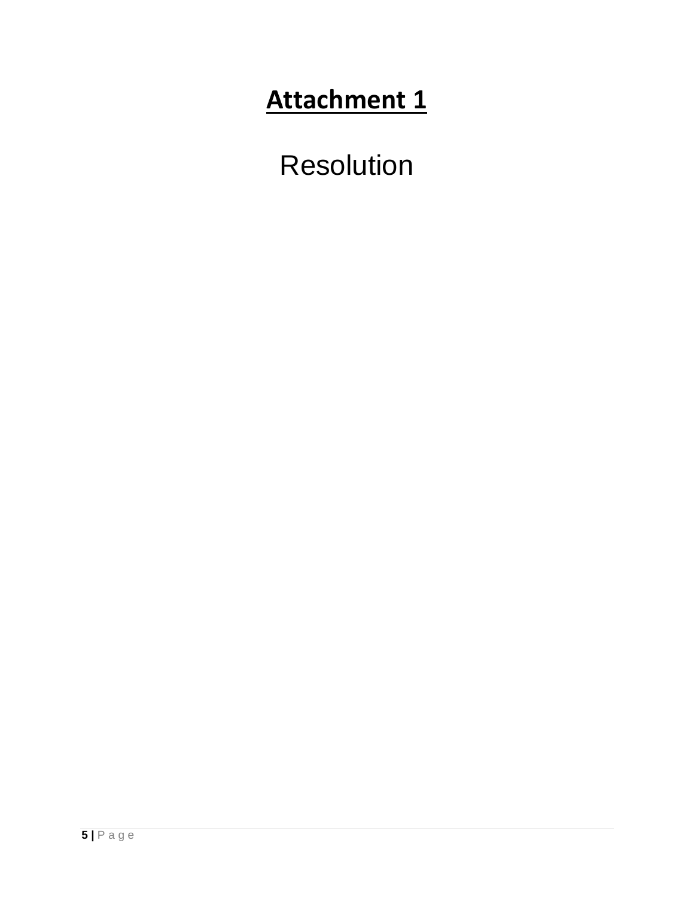# **Attachment 1**

Resolution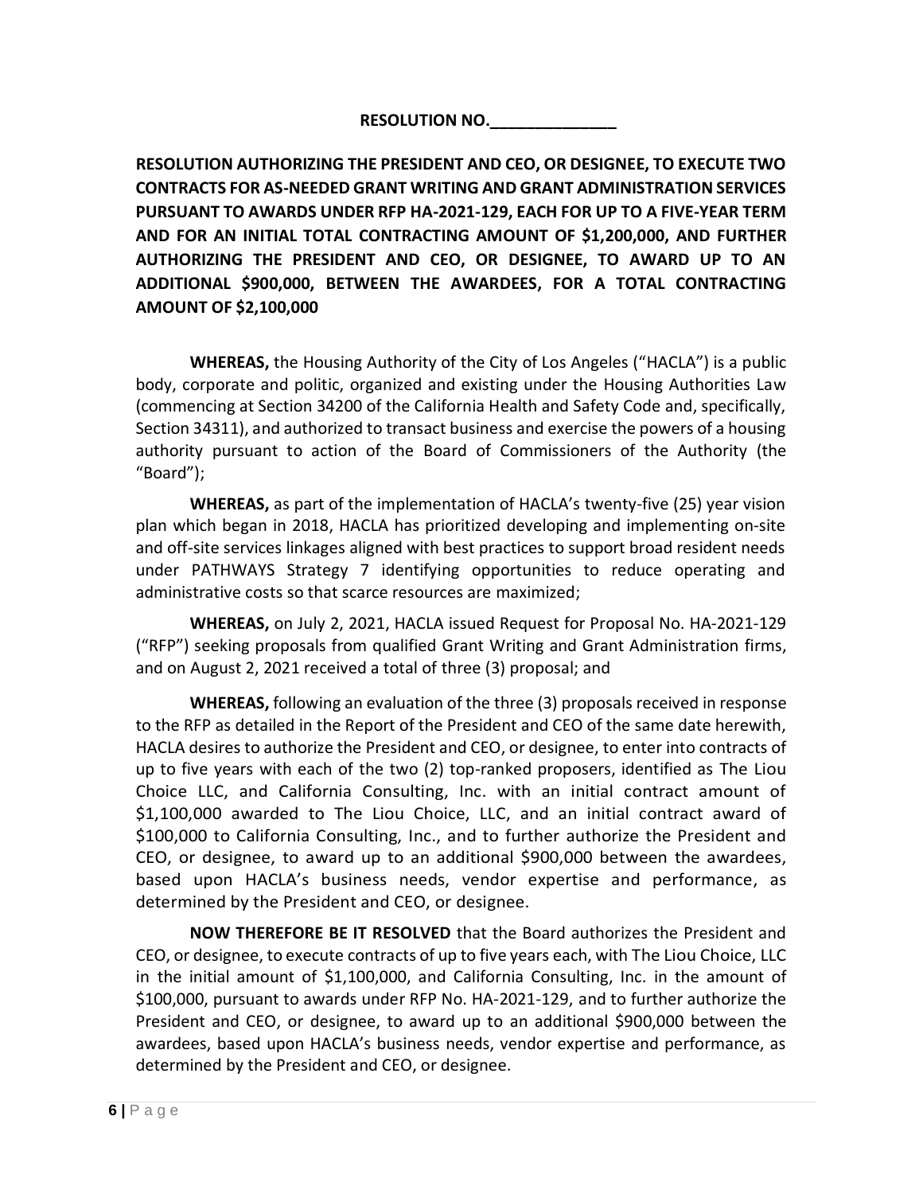**RESOLUTION NO.______________**

**RESOLUTION AUTHORIZING THE PRESIDENT AND CEO, OR DESIGNEE, TO EXECUTE TWO CONTRACTS FOR AS-NEEDED GRANT WRITING AND GRANT ADMINISTRATION SERVICES PURSUANT TO AWARDS UNDER RFP HA-2021-129, EACH FOR UP TO A FIVE-YEAR TERM AND FOR AN INITIAL TOTAL CONTRACTING AMOUNT OF $1,200,000, AND FURTHER AUTHORIZING THE PRESIDENT AND CEO, OR DESIGNEE, TO AWARD UP TO AN ADDITIONAL $900,000, BETWEEN THE AWARDEES, FOR A TOTAL CONTRACTING AMOUNT OF $2,100,000**

**WHEREAS,** the Housing Authority of the City of Los Angeles ("HACLA") is a public body, corporate and politic, organized and existing under the Housing Authorities Law (commencing at Section 34200 of the California Health and Safety Code and, specifically, Section 34311), and authorized to transact business and exercise the powers of a housing authority pursuant to action of the Board of Commissioners of the Authority (the "Board");

**WHEREAS,** as part of the implementation of HACLA's twenty-five (25) year vision plan which began in 2018, HACLA has prioritized developing and implementing on-site and off-site services linkages aligned with best practices to support broad resident needs under PATHWAYS Strategy 7 identifying opportunities to reduce operating and administrative costs so that scarce resources are maximized;

**WHEREAS,** on July 2, 2021, HACLA issued Request for Proposal No. HA-2021-129 ("RFP") seeking proposals from qualified Grant Writing and Grant Administration firms, and on August 2, 2021 received a total of three (3) proposal; and

**WHEREAS,** following an evaluation of the three (3) proposals received in response to the RFP as detailed in the Report of the President and CEO of the same date herewith, HACLA desires to authorize the President and CEO, or designee, to enter into contracts of up to five years with each of the two (2) top-ranked proposers, identified as The Liou Choice LLC, and California Consulting, Inc. with an initial contract amount of $1,100,000 awarded to The Liou Choice, LLC, and an initial contract award of $100,000 to California Consulting, Inc., and to further authorize the President and CEO, or designee, to award up to an additional $900,000 between the awardees, based upon HACLA's business needs, vendor expertise and performance, as determined by the President and CEO, or designee.

**NOW THEREFORE BE IT RESOLVED** that the Board authorizes the President and CEO, or designee, to execute contracts of up to five years each, with The Liou Choice, LLC in the initial amount of $1,100,000, and California Consulting, Inc. in the amount of $100,000, pursuant to awards under RFP No. HA-2021-129, and to further authorize the President and CEO, or designee, to award up to an additional $900,000 between the awardees, based upon HACLA's business needs, vendor expertise and performance, as determined by the President and CEO, or designee.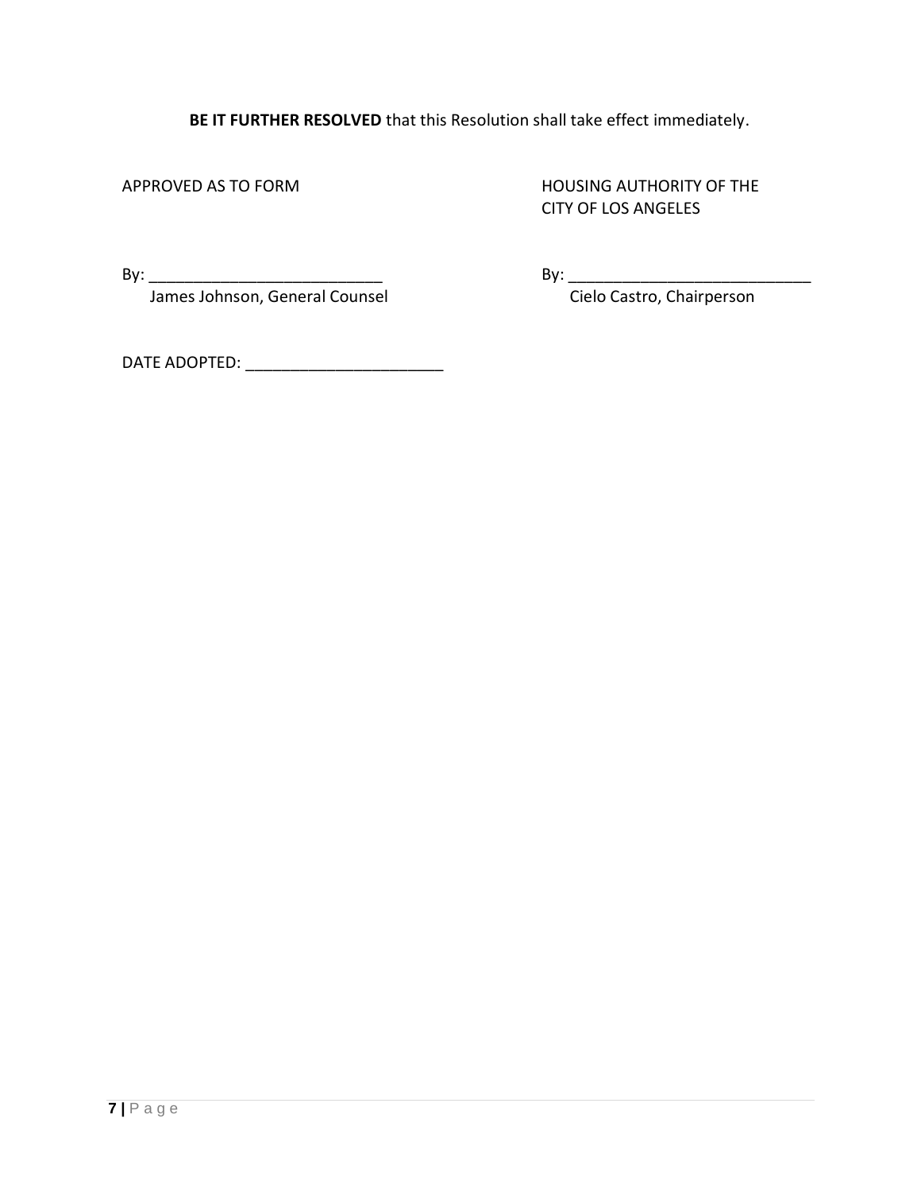**BE IT FURTHER RESOLVED** that this Resolution shall take effect immediately.

APPROVED AS TO FORM

By: ___________________________
James Johnson, General Counsel

HOUSING AUTHORITY OF THE CITY OF LOS ANGELES

By: ____________________________
Cielo Castro, Chairperson

DATE ADOPTED: ______________________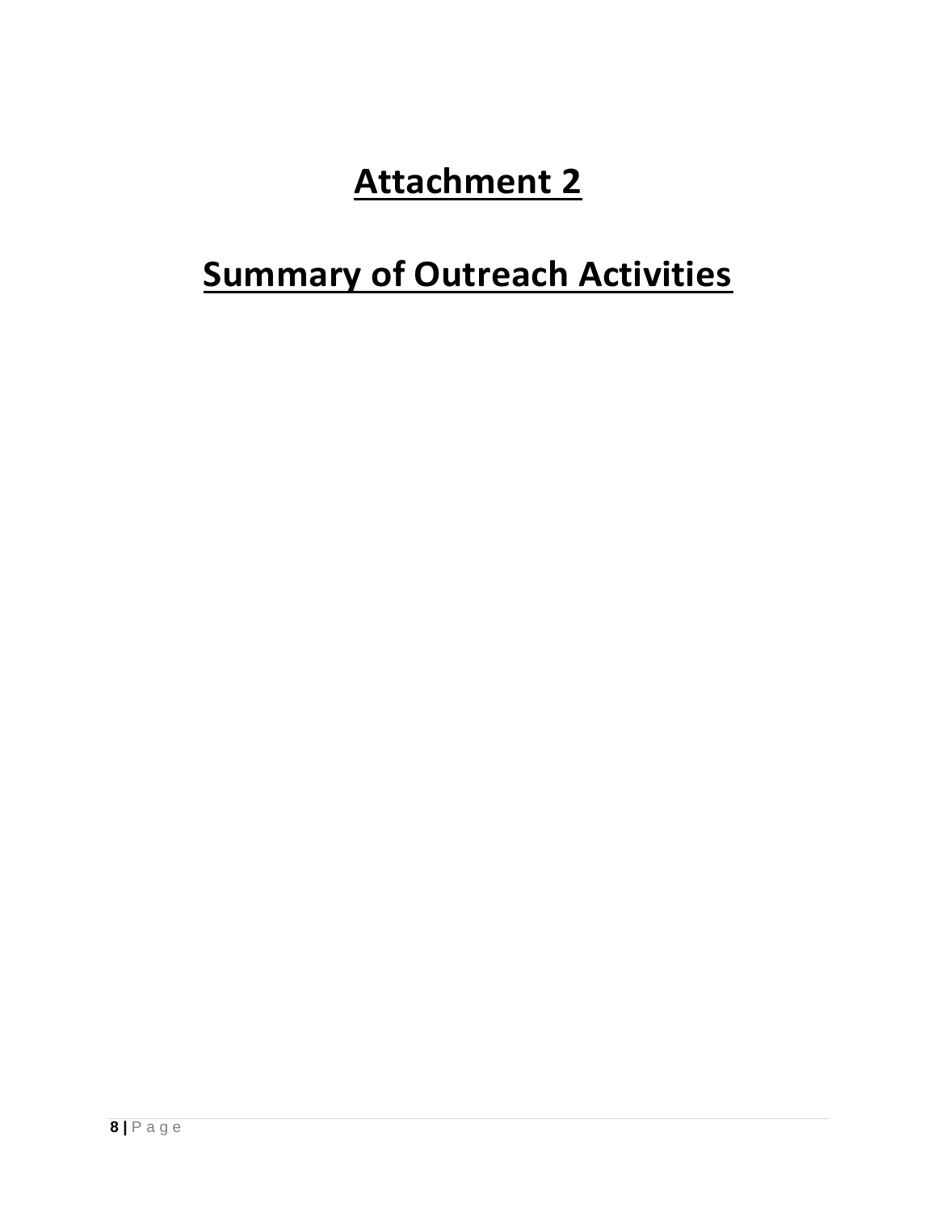# Attachment 2

# Summary of Outreach Activities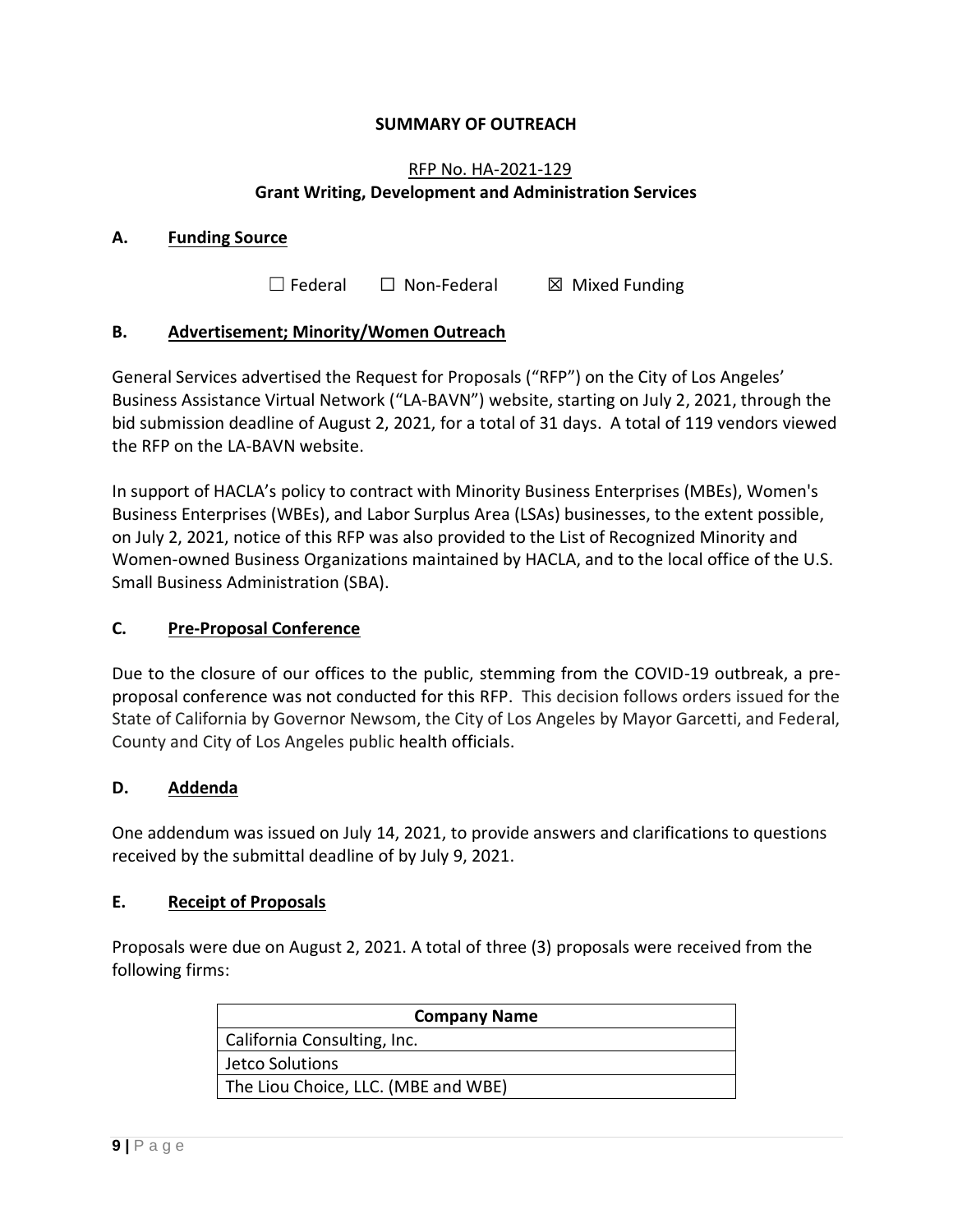**SUMMARY OF OUTREACH**

RFP No. HA-2021-129
**Grant Writing, Development and Administration Services**

**A. Funding Source**

☐ Federal ☐ Non-Federal ☒ Mixed Funding

**B. Advertisement; Minority/Women Outreach**

General Services advertised the Request for Proposals ("RFP") on the City of Los Angeles' Business Assistance Virtual Network ("LA-BAVN") website, starting on July 2, 2021, through the bid submission deadline of August 2, 2021, for a total of 31 days. A total of 119 vendors viewed the RFP on the LA-BAVN website.

In support of HACLA's policy to contract with Minority Business Enterprises (MBEs), Women's Business Enterprises (WBEs), and Labor Surplus Area (LSAs) businesses, to the extent possible, on July 2, 2021, notice of this RFP was also provided to the List of Recognized Minority and Women-owned Business Organizations maintained by HACLA, and to the local office of the U.S. Small Business Administration (SBA).

**C. Pre-Proposal Conference**

Due to the closure of our offices to the public, stemming from the COVID-19 outbreak, a pre-proposal conference was not conducted for this RFP. This decision follows orders issued for the State of California by Governor Newsom, the City of Los Angeles by Mayor Garcetti, and Federal, County and City of Los Angeles public health officials.

**D. Addenda**

One addendum was issued on July 14, 2021, to provide answers and clarifications to questions received by the submittal deadline of by July 9, 2021.

**E. Receipt of Proposals**

Proposals were due on August 2, 2021. A total of three (3) proposals were received from the following firms:

| Company Name |
|---|
| California Consulting, Inc. |
| Jetco Solutions |
| The Liou Choice, LLC. (MBE and WBE) |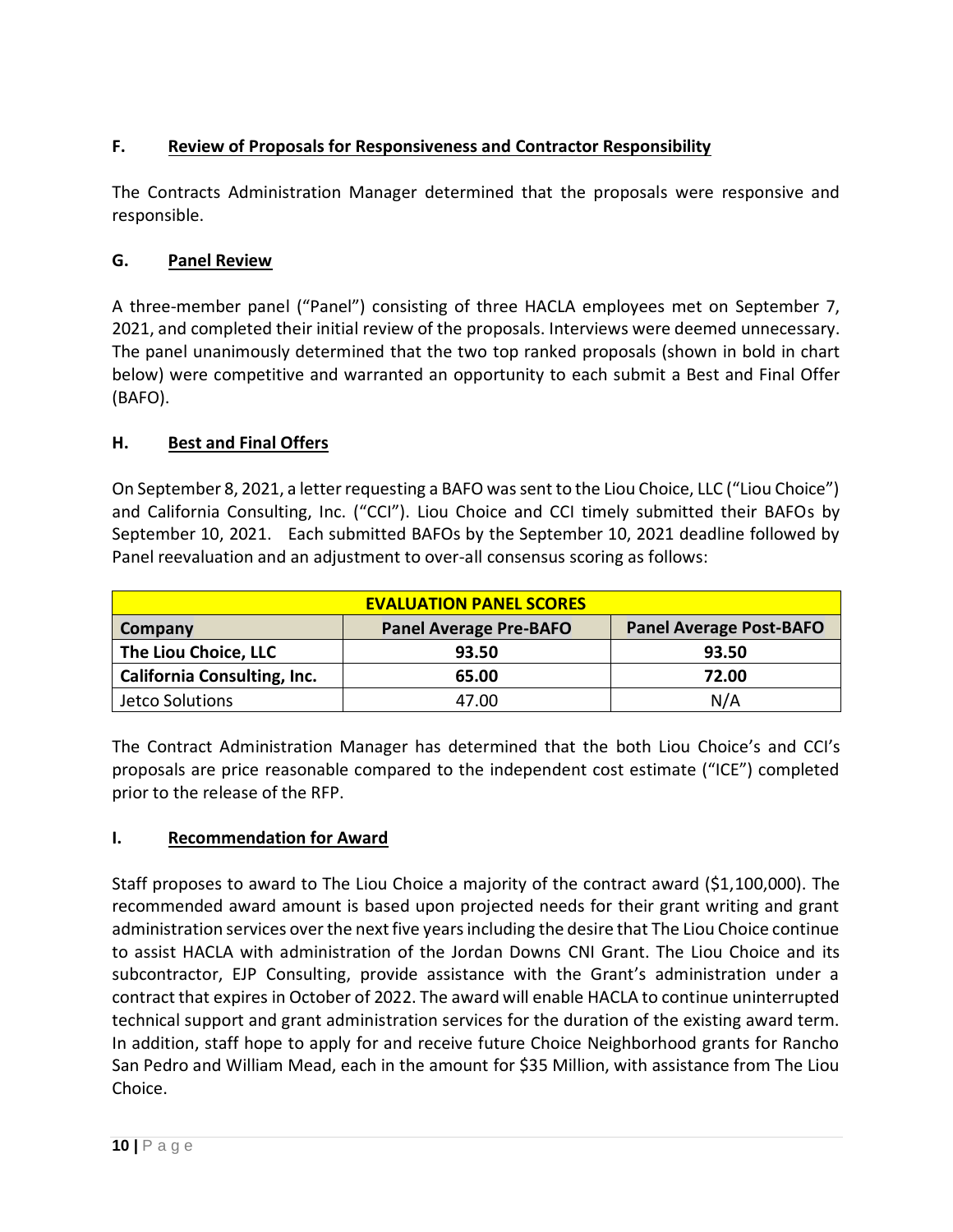### F. Review of Proposals for Responsiveness and Contractor Responsibility

The Contracts Administration Manager determined that the proposals were responsive and responsible.

### G. Panel Review

A three-member panel ("Panel") consisting of three HACLA employees met on September 7, 2021, and completed their initial review of the proposals. Interviews were deemed unnecessary. The panel unanimously determined that the two top ranked proposals (shown in bold in chart below) were competitive and warranted an opportunity to each submit a Best and Final Offer (BAFO).

### H. Best and Final Offers

On September 8, 2021, a letter requesting a BAFO was sent to the Liou Choice, LLC ("Liou Choice") and California Consulting, Inc. ("CCI"). Liou Choice and CCI timely submitted their BAFOs by September 10, 2021. Each submitted BAFOs by the September 10, 2021 deadline followed by Panel reevaluation and an adjustment to over-all consensus scoring as follows:

| **EVALUATION PANEL SCORES** | | |
|---|---|---|
| **Company** | **Panel Average Pre-BAFO** | **Panel Average Post-BAFO** |
| **The Liou Choice, LLC** | **93.50** | **93.50** |
| **California Consulting, Inc.** | **65.00** | **72.00** |
| Jetco Solutions | 47.00 | N/A |

The Contract Administration Manager has determined that the both Liou Choice's and CCI's proposals are price reasonable compared to the independent cost estimate ("ICE") completed prior to the release of the RFP.

### I. Recommendation for Award

Staff proposes to award to The Liou Choice a majority of the contract award ($1,100,000). The recommended award amount is based upon projected needs for their grant writing and grant administration services over the next five years including the desire that The Liou Choice continue to assist HACLA with administration of the Jordan Downs CNI Grant. The Liou Choice and its subcontractor, EJP Consulting, provide assistance with the Grant's administration under a contract that expires in October of 2022. The award will enable HACLA to continue uninterrupted technical support and grant administration services for the duration of the existing award term. In addition, staff hope to apply for and receive future Choice Neighborhood grants for Rancho San Pedro and William Mead, each in the amount for $35 Million, with assistance from The Liou Choice.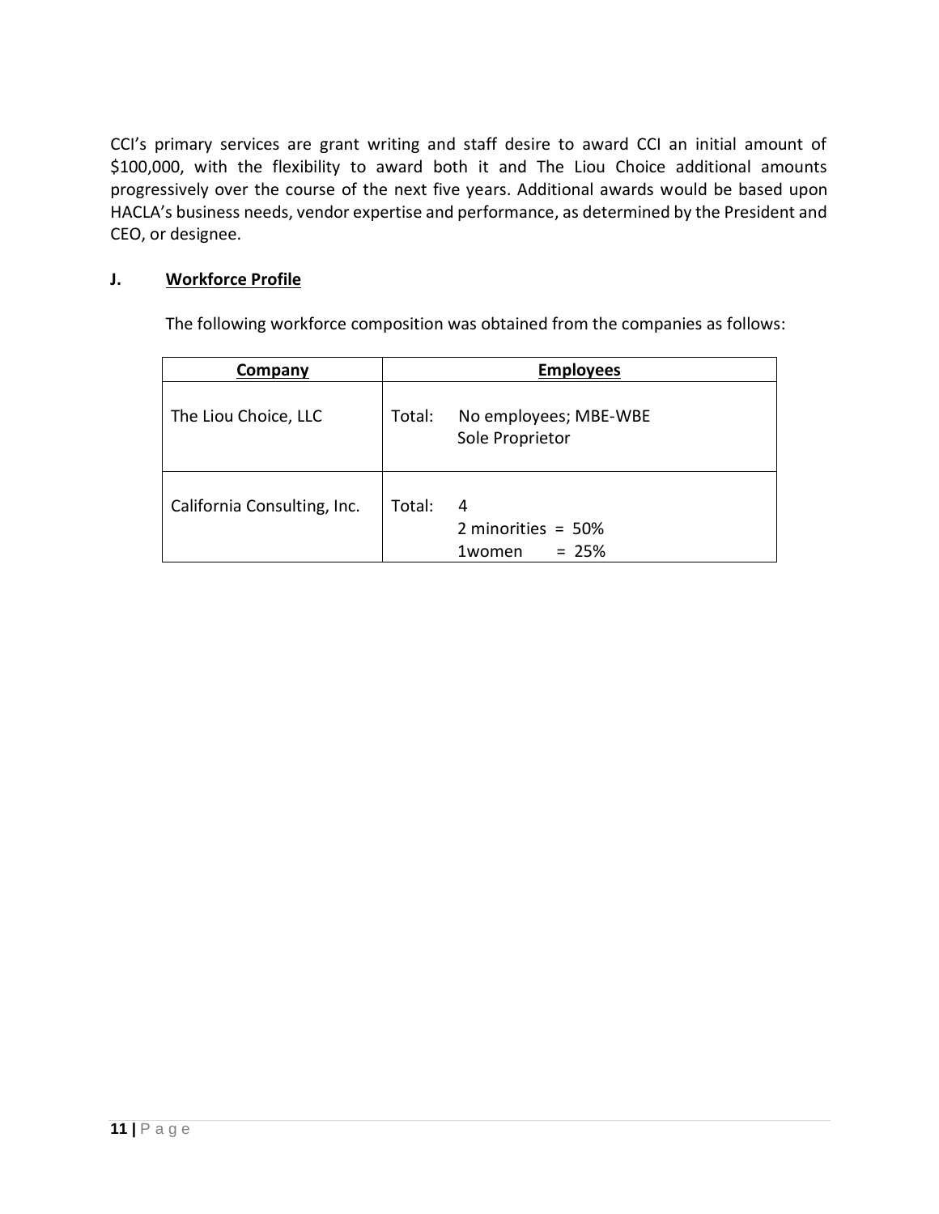CCI's primary services are grant writing and staff desire to award CCI an initial amount of $100,000, with the flexibility to award both it and The Liou Choice additional amounts progressively over the course of the next five years. Additional awards would be based upon HACLA's business needs, vendor expertise and performance, as determined by the President and CEO, or designee.

## J. Workforce Profile

The following workforce composition was obtained from the companies as follows:

| Company | Employees |
|---|---|
| The Liou Choice, LLC | Total: No employees; MBE-WBE Sole Proprietor |
| California Consulting, Inc. | Total: 4<br>2 minorities = 50%<br>1women = 25% |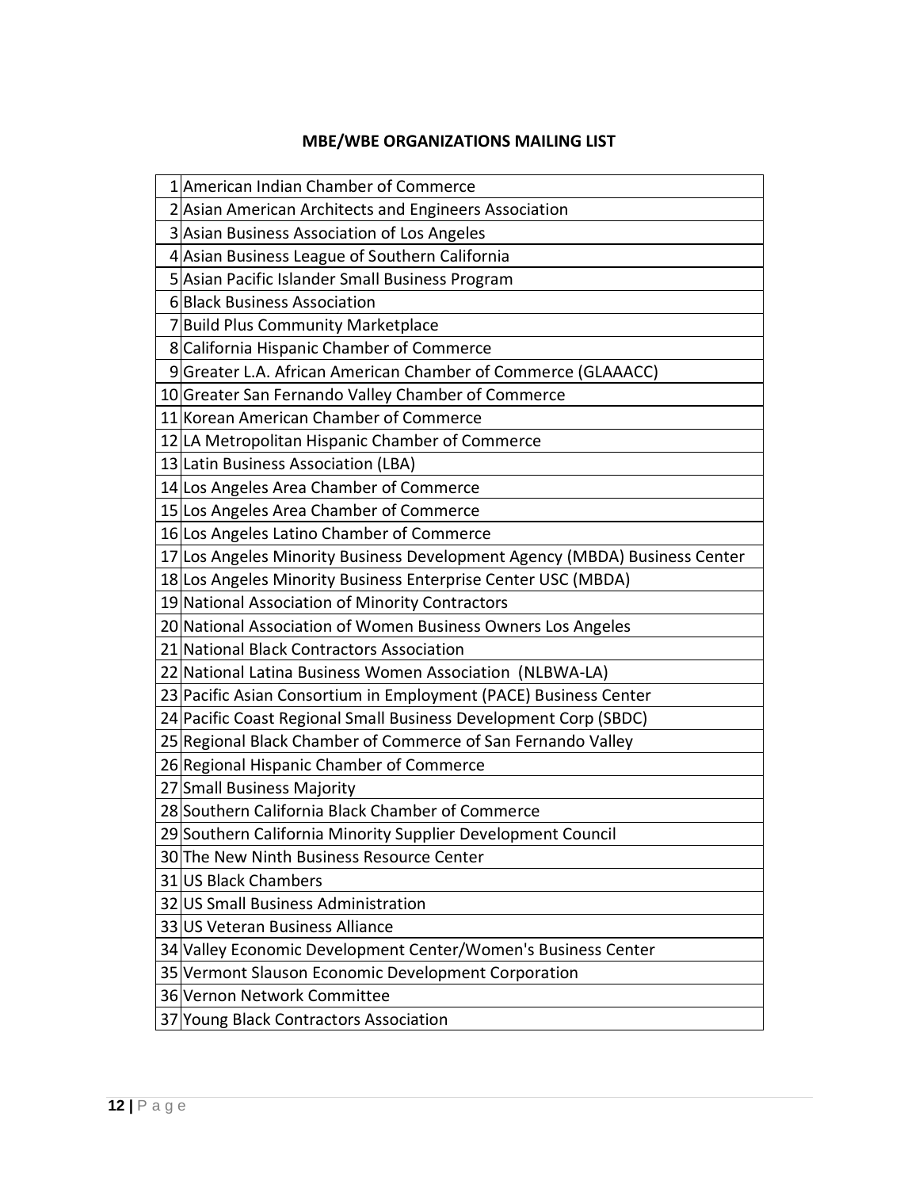**MBE/WBE ORGANIZATIONS MAILING LIST**

| | |
|---|---|
| 1 | American Indian Chamber of Commerce |
| 2 | Asian American Architects and Engineers Association |
| 3 | Asian Business Association of Los Angeles |
| 4 | Asian Business League of Southern California |
| 5 | Asian Pacific Islander Small Business Program |
| 6 | Black Business Association |
| 7 | Build Plus Community Marketplace |
| 8 | California Hispanic Chamber of Commerce |
| 9 | Greater L.A. African American Chamber of Commerce (GLAAACC) |
| 10 | Greater San Fernando Valley Chamber of Commerce |
| 11 | Korean American Chamber of Commerce |
| 12 | LA Metropolitan Hispanic Chamber of Commerce |
| 13 | Latin Business Association (LBA) |
| 14 | Los Angeles Area Chamber of Commerce |
| 15 | Los Angeles Area Chamber of Commerce |
| 16 | Los Angeles Latino Chamber of Commerce |
| 17 | Los Angeles Minority Business Development Agency (MBDA) Business Center |
| 18 | Los Angeles Minority Business Enterprise Center USC (MBDA) |
| 19 | National Association of Minority Contractors |
| 20 | National Association of Women Business Owners Los Angeles |
| 21 | National Black Contractors Association |
| 22 | National Latina Business Women Association (NLBWA-LA) |
| 23 | Pacific Asian Consortium in Employment (PACE) Business Center |
| 24 | Pacific Coast Regional Small Business Development Corp (SBDC) |
| 25 | Regional Black Chamber of Commerce of San Fernando Valley |
| 26 | Regional Hispanic Chamber of Commerce |
| 27 | Small Business Majority |
| 28 | Southern California Black Chamber of Commerce |
| 29 | Southern California Minority Supplier Development Council |
| 30 | The New Ninth Business Resource Center |
| 31 | US Black Chambers |
| 32 | US Small Business Administration |
| 33 | US Veteran Business Alliance |
| 34 | Valley Economic Development Center/Women's Business Center |
| 35 | Vermont Slauson Economic Development Corporation |
| 36 | Vernon Network Committee |
| 37 | Young Black Contractors Association |